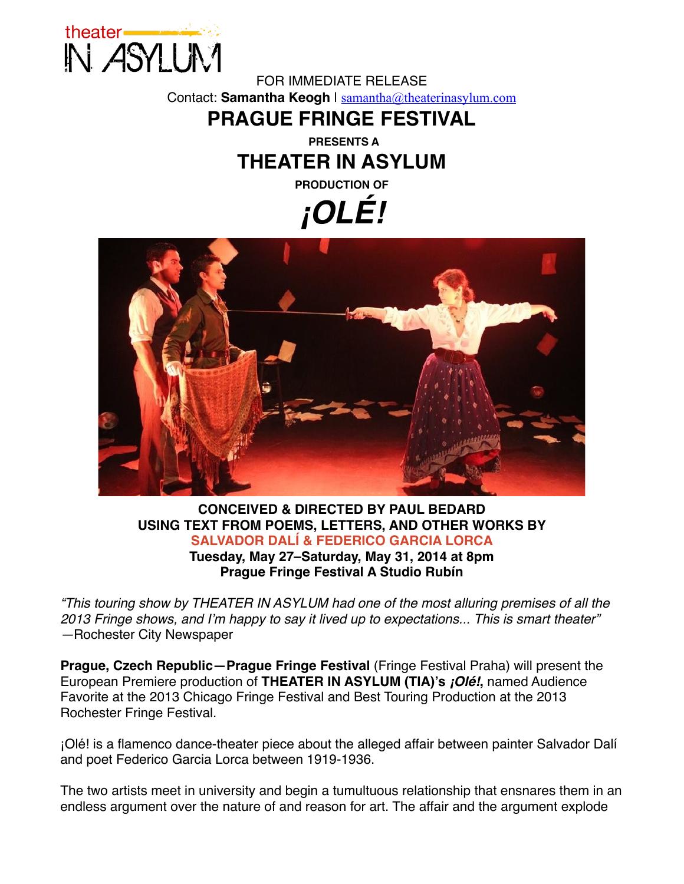theater IN ASYLUM

FOR IMMEDIATE RELEASE

Contact: **Samantha Keogh** | samantha@theaterinasylum.com

# PRAGUE FRINGE FESTIVAL

**PRESENTS A**

# THEATER IN ASYLUM

**PRODUCTION OF**

# *¡OLÉ!*

**CONCEIVED & DIRECTED BY PAUL BEDARD**
**USING TEXT FROM POEMS, LETTERS, AND OTHER WORKS BY**
**SALVADOR DALÍ & FEDERICO GARCIA LORCA**
**Tuesday, May 27–Saturday, May 31, 2014 at 8pm**
**Prague Fringe Festival A Studio Rubín**

*"This touring show by THEATER IN ASYLUM had one of the most alluring premises of all the 2013 Fringe shows, and I'm happy to say it lived up to expectations... This is smart theater"*
—Rochester City Newspaper

**Prague, Czech Republic—Prague Fringe Festival** (Fringe Festival Praha) will present the European Premiere production of **THEATER IN ASYLUM (TIA)'s *¡Olé!*,** named Audience Favorite at the 2013 Chicago Fringe Festival and Best Touring Production at the 2013 Rochester Fringe Festival.

¡Olé! is a flamenco dance-theater piece about the alleged affair between painter Salvador Dalí and poet Federico Garcia Lorca between 1919-1936.

The two artists meet in university and begin a tumultuous relationship that ensnares them in an endless argument over the nature of and reason for art. The affair and the argument explode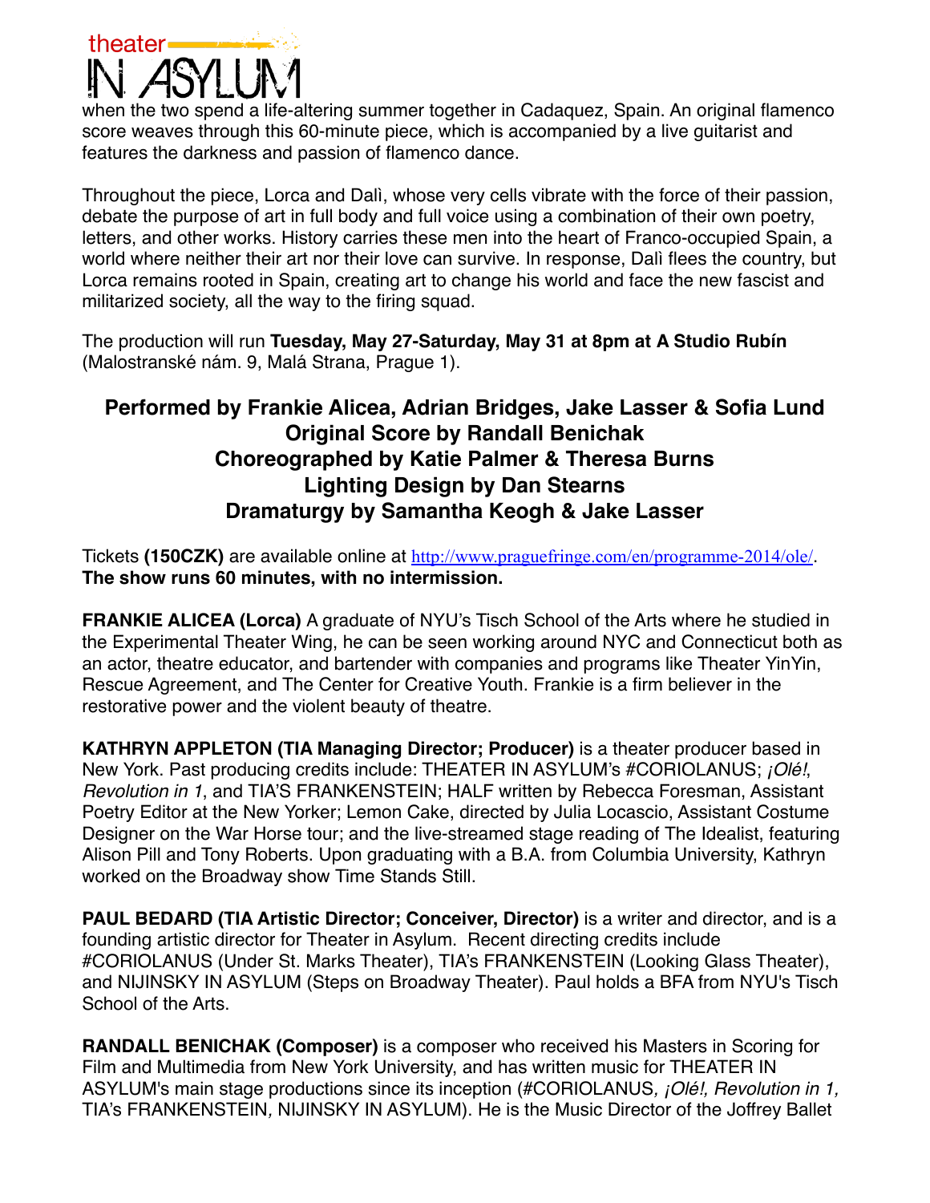when the two spend a life-altering summer together in Cadaquez, Spain. An original flamenco score weaves through this 60-minute piece, which is accompanied by a live guitarist and features the darkness and passion of flamenco dance.

Throughout the piece, Lorca and Dalì, whose very cells vibrate with the force of their passion, debate the purpose of art in full body and full voice using a combination of their own poetry, letters, and other works. History carries these men into the heart of Franco-occupied Spain, a world where neither their art nor their love can survive. In response, Dalì flees the country, but Lorca remains rooted in Spain, creating art to change his world and face the new fascist and militarized society, all the way to the firing squad.

The production will run **Tuesday, May 27-Saturday, May 31 at 8pm at A Studio Rubín** (Malostranské nám. 9, Malá Strana, Prague 1).

**Performed by Frankie Alicea, Adrian Bridges, Jake Lasser & Sofia Lund**
**Original Score by Randall Benichak**
**Choreographed by Katie Palmer & Theresa Burns**
**Lighting Design by Dan Stearns**
**Dramaturgy by Samantha Keogh & Jake Lasser**

Tickets **(150CZK)** are available online at http://www.praguefringe.com/en/programme-2014/ole/.
**The show runs 60 minutes, with no intermission.**

**FRANKIE ALICEA (Lorca)** A graduate of NYU's Tisch School of the Arts where he studied in the Experimental Theater Wing, he can be seen working around NYC and Connecticut both as an actor, theatre educator, and bartender with companies and programs like Theater YinYin, Rescue Agreement, and The Center for Creative Youth. Frankie is a firm believer in the restorative power and the violent beauty of theatre.

**KATHRYN APPLETON (TIA Managing Director; Producer)** is a theater producer based in New York. Past producing credits include: THEATER IN ASYLUM's #CORIOLANUS; *¡Olé!, Revolution in 1*, and TIA'S FRANKENSTEIN; HALF written by Rebecca Foresman, Assistant Poetry Editor at the New Yorker; Lemon Cake, directed by Julia Locascio, Assistant Costume Designer on the War Horse tour; and the live-streamed stage reading of The Idealist, featuring Alison Pill and Tony Roberts. Upon graduating with a B.A. from Columbia University, Kathryn worked on the Broadway show Time Stands Still.

**PAUL BEDARD (TIA Artistic Director; Conceiver, Director)** is a writer and director, and is a founding artistic director for Theater in Asylum. Recent directing credits include #CORIOLANUS (Under St. Marks Theater), TIA's FRANKENSTEIN (Looking Glass Theater), and NIJINSKY IN ASYLUM (Steps on Broadway Theater). Paul holds a BFA from NYU's Tisch School of the Arts.

**RANDALL BENICHAK (Composer)** is a composer who received his Masters in Scoring for Film and Multimedia from New York University, and has written music for THEATER IN ASYLUM's main stage productions since its inception (#CORIOLANUS*, ¡Olé!, Revolution in 1,* TIA's FRANKENSTEIN*,* NIJINSKY IN ASYLUM). He is the Music Director of the Joffrey Ballet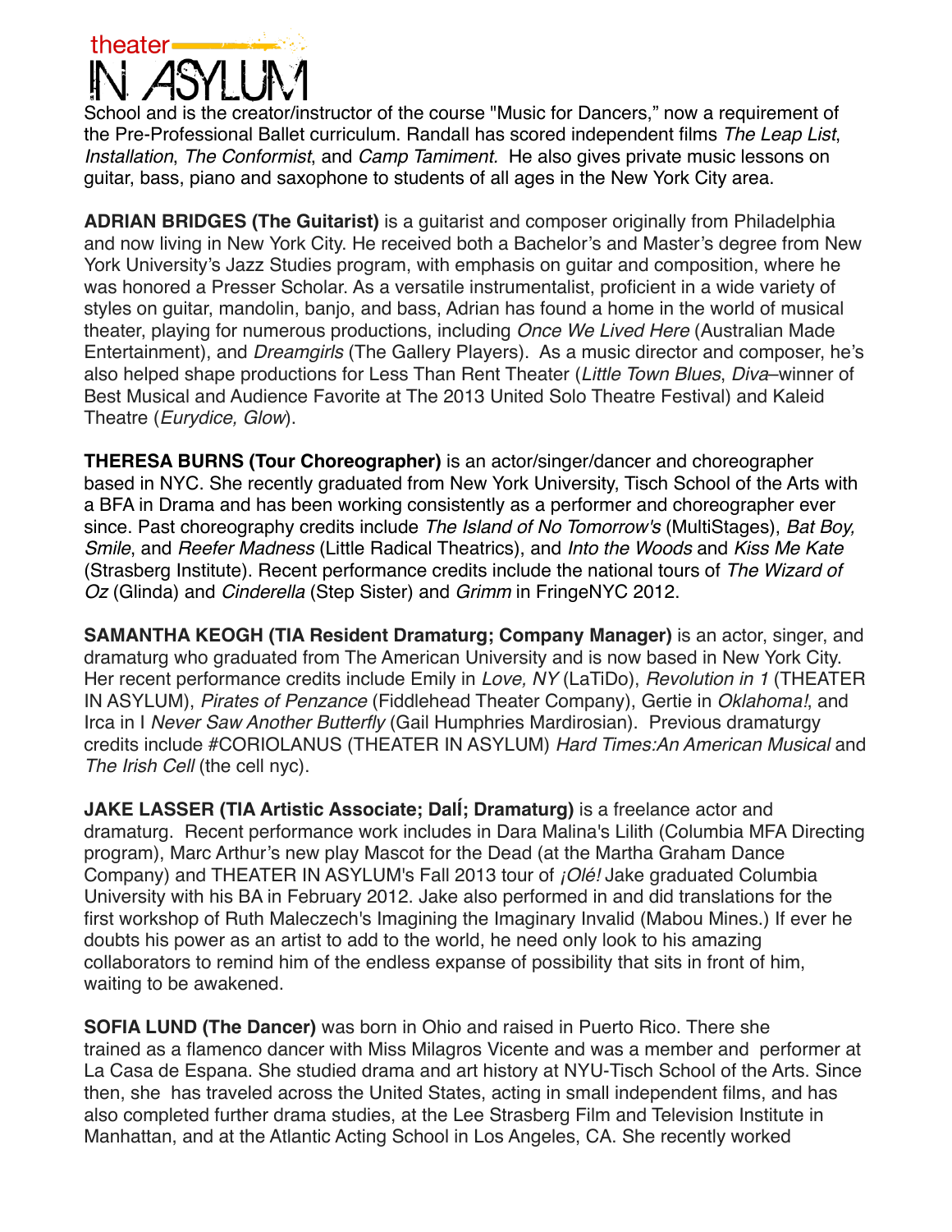School and is the creator/instructor of the course "Music for Dancers," now a requirement of the Pre-Professional Ballet curriculum. Randall has scored independent films *The Leap List*, *Installation*, *The Conformist*, and *Camp Tamiment.* He also gives private music lessons on guitar, bass, piano and saxophone to students of all ages in the New York City area.

**ADRIAN BRIDGES (The Guitarist)** is a guitarist and composer originally from Philadelphia and now living in New York City. He received both a Bachelor's and Master's degree from New York University's Jazz Studies program, with emphasis on guitar and composition, where he was honored a Presser Scholar. As a versatile instrumentalist, proficient in a wide variety of styles on guitar, mandolin, banjo, and bass, Adrian has found a home in the world of musical theater, playing for numerous productions, including *Once We Lived Here* (Australian Made Entertainment), and *Dreamgirls* (The Gallery Players). As a music director and composer, he's also helped shape productions for Less Than Rent Theater (*Little Town Blues*, *Diva*–winner of Best Musical and Audience Favorite at The 2013 United Solo Theatre Festival) and Kaleid Theatre (*Eurydice, Glow*).

**THERESA BURNS (Tour Choreographer)** is an actor/singer/dancer and choreographer based in NYC. She recently graduated from New York University, Tisch School of the Arts with a BFA in Drama and has been working consistently as a performer and choreographer ever since. Past choreography credits include *The Island of No Tomorrow's* (MultiStages), *Bat Boy, Smile*, and *Reefer Madness* (Little Radical Theatrics), and *Into the Woods* and *Kiss Me Kate* (Strasberg Institute). Recent performance credits include the national tours of *The Wizard of Oz* (Glinda) and *Cinderella* (Step Sister) and *Grimm* in FringeNYC 2012.

**SAMANTHA KEOGH (TIA Resident Dramaturg; Company Manager)** is an actor, singer, and dramaturg who graduated from The American University and is now based in New York City. Her recent performance credits include Emily in *Love, NY* (LaTiDo), *Revolution in 1* (THEATER IN ASYLUM), *Pirates of Penzance* (Fiddlehead Theater Company), Gertie in *Oklahoma!*, and Irca in I *Never Saw Another Butterfly* (Gail Humphries Mardirosian). Previous dramaturgy credits include #CORIOLANUS (THEATER IN ASYLUM) *Hard Times:An American Musical* and *The Irish Cell* (the cell nyc).

**JAKE LASSER (TIA Artistic Associate; DalÍ; Dramaturg)** is a freelance actor and dramaturg. Recent performance work includes in Dara Malina's Lilith (Columbia MFA Directing program), Marc Arthur's new play Mascot for the Dead (at the Martha Graham Dance Company) and THEATER IN ASYLUM's Fall 2013 tour of *¡Olé!* Jake graduated Columbia University with his BA in February 2012. Jake also performed in and did translations for the first workshop of Ruth Maleczech's Imagining the Imaginary Invalid (Mabou Mines.) If ever he doubts his power as an artist to add to the world, he need only look to his amazing collaborators to remind him of the endless expanse of possibility that sits in front of him, waiting to be awakened.

**SOFIA LUND (The Dancer)** was born in Ohio and raised in Puerto Rico. There she trained as a flamenco dancer with Miss Milagros Vicente and was a member and performer at La Casa de Espana. She studied drama and art history at NYU-Tisch School of the Arts. Since then, she has traveled across the United States, acting in small independent films, and has also completed further drama studies, at the Lee Strasberg Film and Television Institute in Manhattan, and at the Atlantic Acting School in Los Angeles, CA. She recently worked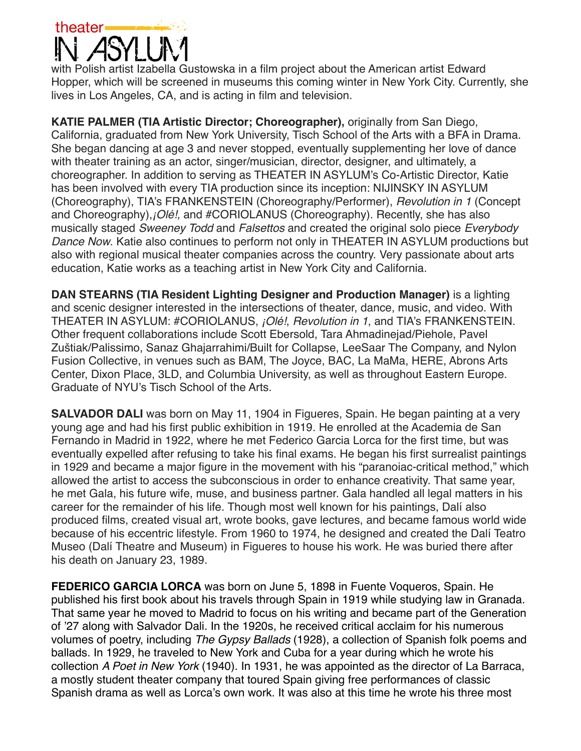with Polish artist Izabella Gustowska in a film project about the American artist Edward Hopper, which will be screened in museums this coming winter in New York City. Currently, she lives in Los Angeles, CA, and is acting in film and television.

**KATIE PALMER (TIA Artistic Director; Choreographer),** originally from San Diego, California, graduated from New York University, Tisch School of the Arts with a BFA in Drama. She began dancing at age 3 and never stopped, eventually supplementing her love of dance with theater training as an actor, singer/musician, director, designer, and ultimately, a choreographer. In addition to serving as THEATER IN ASYLUM's Co-Artistic Director, Katie has been involved with every TIA production since its inception: NIJINSKY IN ASYLUM (Choreography), TIA's FRANKENSTEIN (Choreography/Performer), *Revolution in 1* (Concept and Choreography),*¡Olé!,* and #CORIOLANUS (Choreography). Recently, she has also musically staged *Sweeney Todd* and *Falsettos* and created the original solo piece *Everybody Dance Now*. Katie also continues to perform not only in THEATER IN ASYLUM productions but also with regional musical theater companies across the country. Very passionate about arts education, Katie works as a teaching artist in New York City and California.

**DAN STEARNS (TIA Resident Lighting Designer and Production Manager)** is a lighting and scenic designer interested in the intersections of theater, dance, music, and video. With THEATER IN ASYLUM: #CORIOLANUS, *¡Olé!*, *Revolution in 1*, and TIA's FRANKENSTEIN. Other frequent collaborations include Scott Ebersold, Tara Ahmadinejad/Piehole, Pavel Zuštiak/Palissimo, Sanaz Ghajarrahimi/Built for Collapse, LeeSaar The Company, and Nylon Fusion Collective, in venues such as BAM, The Joyce, BAC, La MaMa, HERE, Abrons Arts Center, Dixon Place, 3LD, and Columbia University, as well as throughout Eastern Europe. Graduate of NYU's Tisch School of the Arts.

**SALVADOR DALI** was born on May 11, 1904 in Figueres, Spain. He began painting at a very young age and had his first public exhibition in 1919. He enrolled at the Academia de San Fernando in Madrid in 1922, where he met Federico Garcia Lorca for the first time, but was eventually expelled after refusing to take his final exams. He began his first surrealist paintings in 1929 and became a major figure in the movement with his "paranoiac-critical method," which allowed the artist to access the subconscious in order to enhance creativity. That same year, he met Gala, his future wife, muse, and business partner. Gala handled all legal matters in his career for the remainder of his life. Though most well known for his paintings, Dalí also produced films, created visual art, wrote books, gave lectures, and became famous world wide because of his eccentric lifestyle. From 1960 to 1974, he designed and created the Dalí Teatro Museo (Dalí Theatre and Museum) in Figueres to house his work. He was buried there after his death on January 23, 1989.

**FEDERICO GARCIA LORCA** was born on June 5, 1898 in Fuente Voqueros, Spain. He published his first book about his travels through Spain in 1919 while studying law in Granada. That same year he moved to Madrid to focus on his writing and became part of the Generation of '27 along with Salvador Dali. In the 1920s, he received critical acclaim for his numerous volumes of poetry, including *The Gypsy Ballads* (1928), a collection of Spanish folk poems and ballads. In 1929, he traveled to New York and Cuba for a year during which he wrote his collection *A Poet in New York* (1940). In 1931, he was appointed as the director of La Barraca, a mostly student theater company that toured Spain giving free performances of classic Spanish drama as well as Lorca's own work. It was also at this time he wrote his three most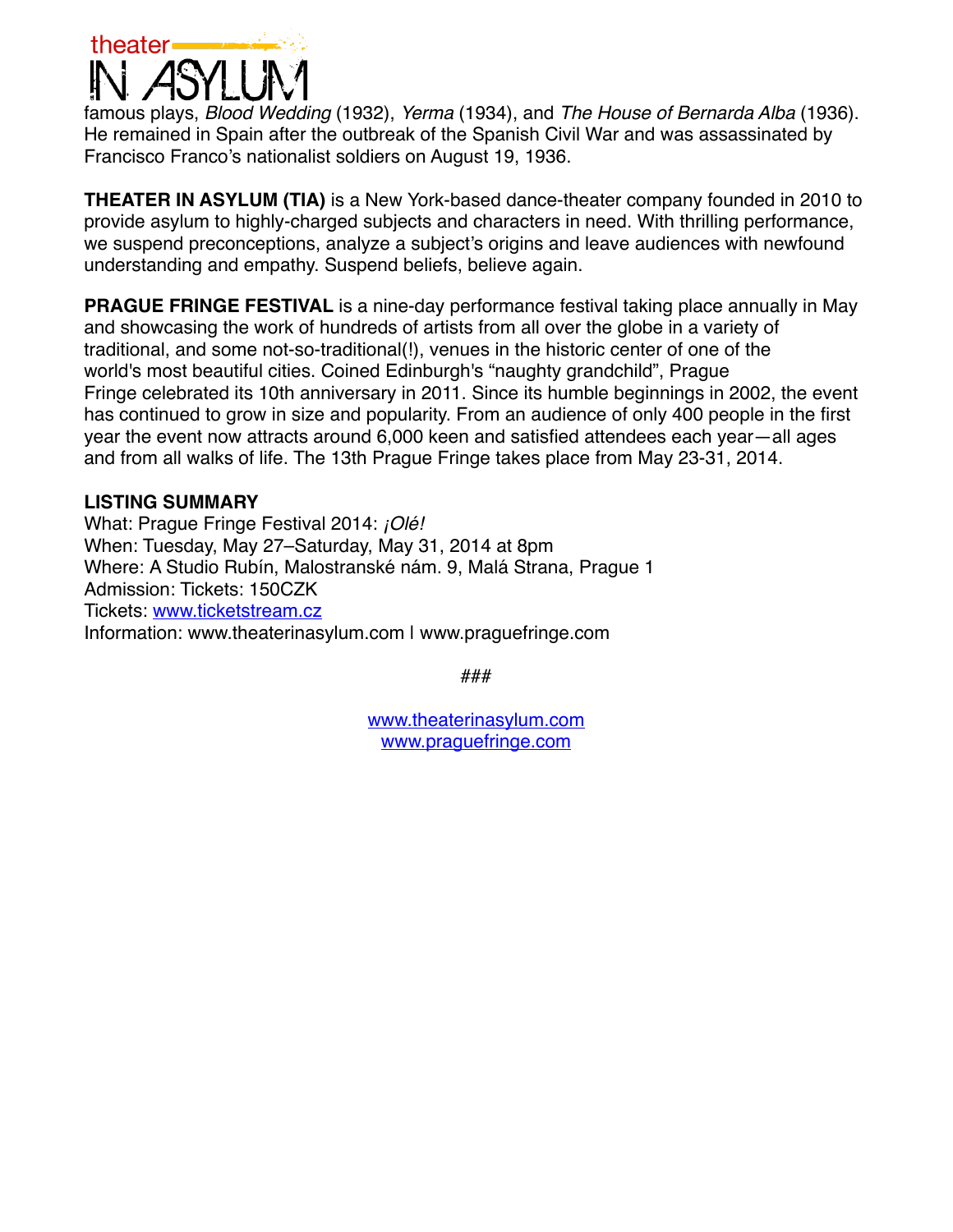famous plays, *Blood Wedding* (1932), *Yerma* (1934), and *The House of Bernarda Alba* (1936). He remained in Spain after the outbreak of the Spanish Civil War and was assassinated by Francisco Franco's nationalist soldiers on August 19, 1936.

**THEATER IN ASYLUM (TIA)** is a New York-based dance-theater company founded in 2010 to provide asylum to highly-charged subjects and characters in need. With thrilling performance, we suspend preconceptions, analyze a subject's origins and leave audiences with newfound understanding and empathy. Suspend beliefs, believe again.

**PRAGUE FRINGE FESTIVAL** is a nine-day performance festival taking place annually in May and showcasing the work of hundreds of artists from all over the globe in a variety of traditional, and some not-so-traditional(!), venues in the historic center of one of the world's most beautiful cities. Coined Edinburgh's "naughty grandchild", Prague Fringe celebrated its 10th anniversary in 2011. Since its humble beginnings in 2002, the event has continued to grow in size and popularity. From an audience of only 400 people in the first year the event now attracts around 6,000 keen and satisfied attendees each year—all ages and from all walks of life. The 13th Prague Fringe takes place from May 23-31, 2014.

**LISTING SUMMARY**
What: Prague Fringe Festival 2014: *¡Olé!*
When: Tuesday, May 27–Saturday, May 31, 2014 at 8pm
Where: A Studio Rubín, Malostranské nám. 9, Malá Strana, Prague 1
Admission: Tickets: 150CZK
Tickets: www.ticketstream.cz
Information: www.theaterinasylum.com | www.praguefringe.com

###

www.theaterinasylum.com
www.praguefringe.com